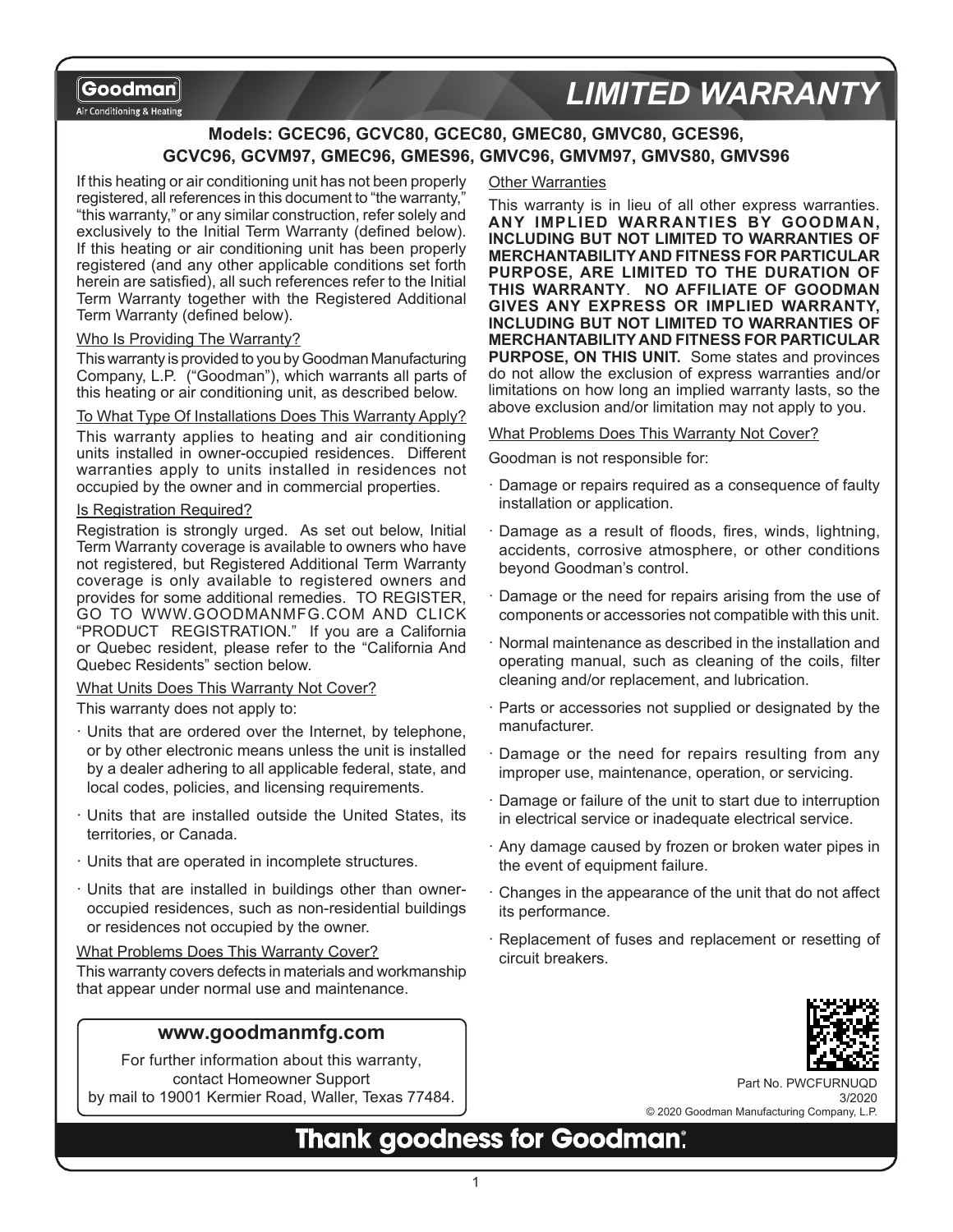Goodman
Air Conditioning & Heating

# LIMITED WARRANTY

**Models: GCEC96, GCVC80, GCEC80, GMEC80, GMVC80, GCES96, GCVC96, GCVM97, GMEC96, GMES96, GMVC96, GMVM97, GMVS80, GMVS96**

If this heating or air conditioning unit has not been properly registered, all references in this document to "the warranty," "this warranty," or any similar construction, refer solely and exclusively to the Initial Term Warranty (defined below). If this heating or air conditioning unit has been properly registered (and any other applicable conditions set forth herein are satisfied), all such references refer to the Initial Term Warranty together with the Registered Additional Term Warranty (defined below).

### Who Is Providing The Warranty?

This warranty is provided to you by Goodman Manufacturing Company, L.P. ("Goodman"), which warrants all parts of this heating or air conditioning unit, as described below.

### To What Type Of Installations Does This Warranty Apply?

This warranty applies to heating and air conditioning units installed in owner-occupied residences. Different warranties apply to units installed in residences not occupied by the owner and in commercial properties.

### Is Registration Required?

Registration is strongly urged. As set out below, Initial Term Warranty coverage is available to owners who have not registered, but Registered Additional Term Warranty coverage is only available to registered owners and provides for some additional remedies. TO REGISTER, GO TO WWW.GOODMANMFG.COM AND CLICK "PRODUCT REGISTRATION." If you are a California or Quebec resident, please refer to the "California And Quebec Residents" section below.

### What Units Does This Warranty Not Cover?

This warranty does not apply to:

- Units that are ordered over the Internet, by telephone, or by other electronic means unless the unit is installed by a dealer adhering to all applicable federal, state, and local codes, policies, and licensing requirements.
- Units that are installed outside the United States, its territories, or Canada.
- Units that are operated in incomplete structures.
- Units that are installed in buildings other than owner-occupied residences, such as non-residential buildings or residences not occupied by the owner.

### What Problems Does This Warranty Cover?

This warranty covers defects in materials and workmanship that appear under normal use and maintenance.

**www.goodmanmfg.com**

For further information about this warranty, contact Homeowner Support by mail to 19001 Kermier Road, Waller, Texas 77484.

### Other Warranties

This warranty is in lieu of all other express warranties. **ANY IMPLIED WARRANTIES BY GOODMAN, INCLUDING BUT NOT LIMITED TO WARRANTIES OF MERCHANTABILITY AND FITNESS FOR PARTICULAR PURPOSE, ARE LIMITED TO THE DURATION OF THIS WARRANTY. NO AFFILIATE OF GOODMAN GIVES ANY EXPRESS OR IMPLIED WARRANTY, INCLUDING BUT NOT LIMITED TO WARRANTIES OF MERCHANTABILITY AND FITNESS FOR PARTICULAR PURPOSE, ON THIS UNIT.** Some states and provinces do not allow the exclusion of express warranties and/or limitations on how long an implied warranty lasts, so the above exclusion and/or limitation may not apply to you.

### What Problems Does This Warranty Not Cover?

Goodman is not responsible for:

- Damage or repairs required as a consequence of faulty installation or application.
- Damage as a result of floods, fires, winds, lightning, accidents, corrosive atmosphere, or other conditions beyond Goodman's control.
- Damage or the need for repairs arising from the use of components or accessories not compatible with this unit.
- Normal maintenance as described in the installation and operating manual, such as cleaning of the coils, filter cleaning and/or replacement, and lubrication.
- Parts or accessories not supplied or designated by the manufacturer.
- Damage or the need for repairs resulting from any improper use, maintenance, operation, or servicing.
- Damage or failure of the unit to start due to interruption in electrical service or inadequate electrical service.
- Any damage caused by frozen or broken water pipes in the event of equipment failure.
- Changes in the appearance of the unit that do not affect its performance.
- Replacement of fuses and replacement or resetting of circuit breakers.

Part No. PWCFURNUQD
3/2020
© 2020 Goodman Manufacturing Company, L.P.

**Thank goodness for Goodman.**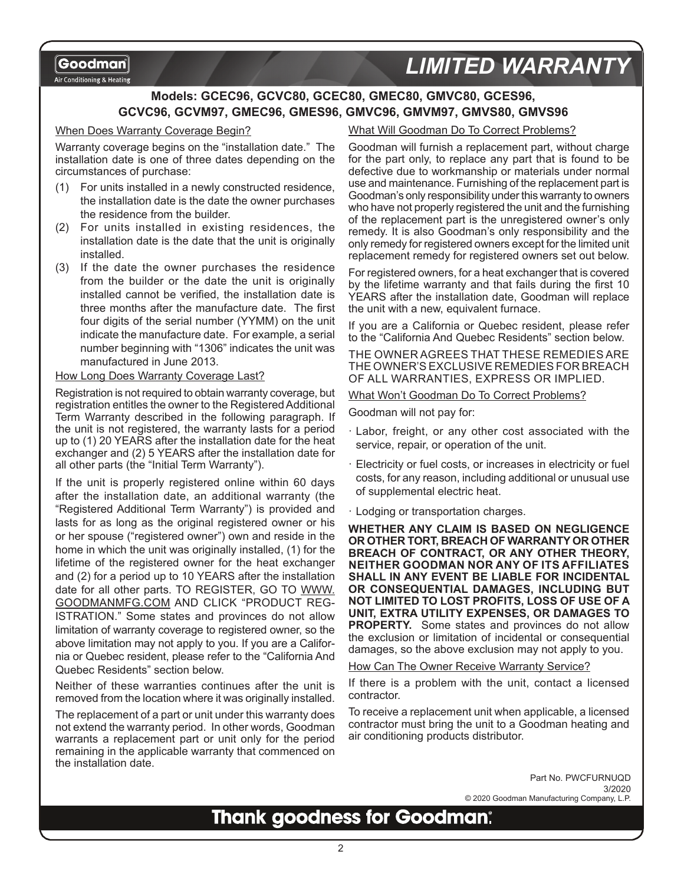# LIMITED WARRANTY

**Models: GCEC96, GCVC80, GCEC80, GMEC80, GMVC80, GCES96, GCVC96, GCVM97, GMEC96, GMES96, GMVC96, GMVM97, GMVS80, GMVS96**

## When Does Warranty Coverage Begin?

Warranty coverage begins on the "installation date." The installation date is one of three dates depending on the circumstances of purchase:

(1) For units installed in a newly constructed residence, the installation date is the date the owner purchases the residence from the builder.

(2) For units installed in existing residences, the installation date is the date that the unit is originally installed.

(3) If the date the owner purchases the residence from the builder or the date the unit is originally installed cannot be verified, the installation date is three months after the manufacture date. The first four digits of the serial number (YYMM) on the unit indicate the manufacture date. For example, a serial number beginning with "1306" indicates the unit was manufactured in June 2013.

## How Long Does Warranty Coverage Last?

Registration is not required to obtain warranty coverage, but registration entitles the owner to the Registered Additional Term Warranty described in the following paragraph. If the unit is not registered, the warranty lasts for a period up to (1) 20 YEARS after the installation date for the heat exchanger and (2) 5 YEARS after the installation date for all other parts (the "Initial Term Warranty").

If the unit is properly registered online within 60 days after the installation date, an additional warranty (the "Registered Additional Term Warranty") is provided and lasts for as long as the original registered owner or his or her spouse ("registered owner") own and reside in the home in which the unit was originally installed, (1) for the lifetime of the registered owner for the heat exchanger and (2) for a period up to 10 YEARS after the installation date for all other parts. TO REGISTER, GO TO WWW.GOODMANMFG.COM AND CLICK "PRODUCT REGISTRATION." Some states and provinces do not allow limitation of warranty coverage to registered owner, so the above limitation may not apply to you. If you are a California or Quebec resident, please refer to the "California And Quebec Residents" section below.

Neither of these warranties continues after the unit is removed from the location where it was originally installed.

The replacement of a part or unit under this warranty does not extend the warranty period. In other words, Goodman warrants a replacement part or unit only for the period remaining in the applicable warranty that commenced on the installation date.

## What Will Goodman Do To Correct Problems?

Goodman will furnish a replacement part, without charge for the part only, to replace any part that is found to be defective due to workmanship or materials under normal use and maintenance. Furnishing of the replacement part is Goodman's only responsibility under this warranty to owners who have not properly registered the unit and the furnishing of the replacement part is the unregistered owner's only remedy. It is also Goodman's only responsibility and the only remedy for registered owners except for the limited unit replacement remedy for registered owners set out below.

For registered owners, for a heat exchanger that is covered by the lifetime warranty and that fails during the first 10 YEARS after the installation date, Goodman will replace the unit with a new, equivalent furnace.

If you are a California or Quebec resident, please refer to the "California And Quebec Residents" section below.

THE OWNER AGREES THAT THESE REMEDIES ARE THE OWNER'S EXCLUSIVE REMEDIES FOR BREACH OF ALL WARRANTIES, EXPRESS OR IMPLIED.

## What Won't Goodman Do To Correct Problems?

Goodman will not pay for:

- Labor, freight, or any other cost associated with the service, repair, or operation of the unit.
- Electricity or fuel costs, or increases in electricity or fuel costs, for any reason, including additional or unusual use of supplemental electric heat.
- Lodging or transportation charges.

**WHETHER ANY CLAIM IS BASED ON NEGLIGENCE OR OTHER TORT, BREACH OF WARRANTY OR OTHER BREACH OF CONTRACT, OR ANY OTHER THEORY, NEITHER GOODMAN NOR ANY OF ITS AFFILIATES SHALL IN ANY EVENT BE LIABLE FOR INCIDENTAL OR CONSEQUENTIAL DAMAGES, INCLUDING BUT NOT LIMITED TO LOST PROFITS, LOSS OF USE OF A UNIT, EXTRA UTILITY EXPENSES, OR DAMAGES TO PROPERTY.** Some states and provinces do not allow the exclusion or limitation of incidental or consequential damages, so the above exclusion may not apply to you.

## How Can The Owner Receive Warranty Service?

If there is a problem with the unit, contact a licensed contractor.

To receive a replacement unit when applicable, a licensed contractor must bring the unit to a Goodman heating and air conditioning products distributor.

Part No. PWCFURNUQD
3/2020
© 2020 Goodman Manufacturing Company, L.P.

**Thank goodness for Goodman.**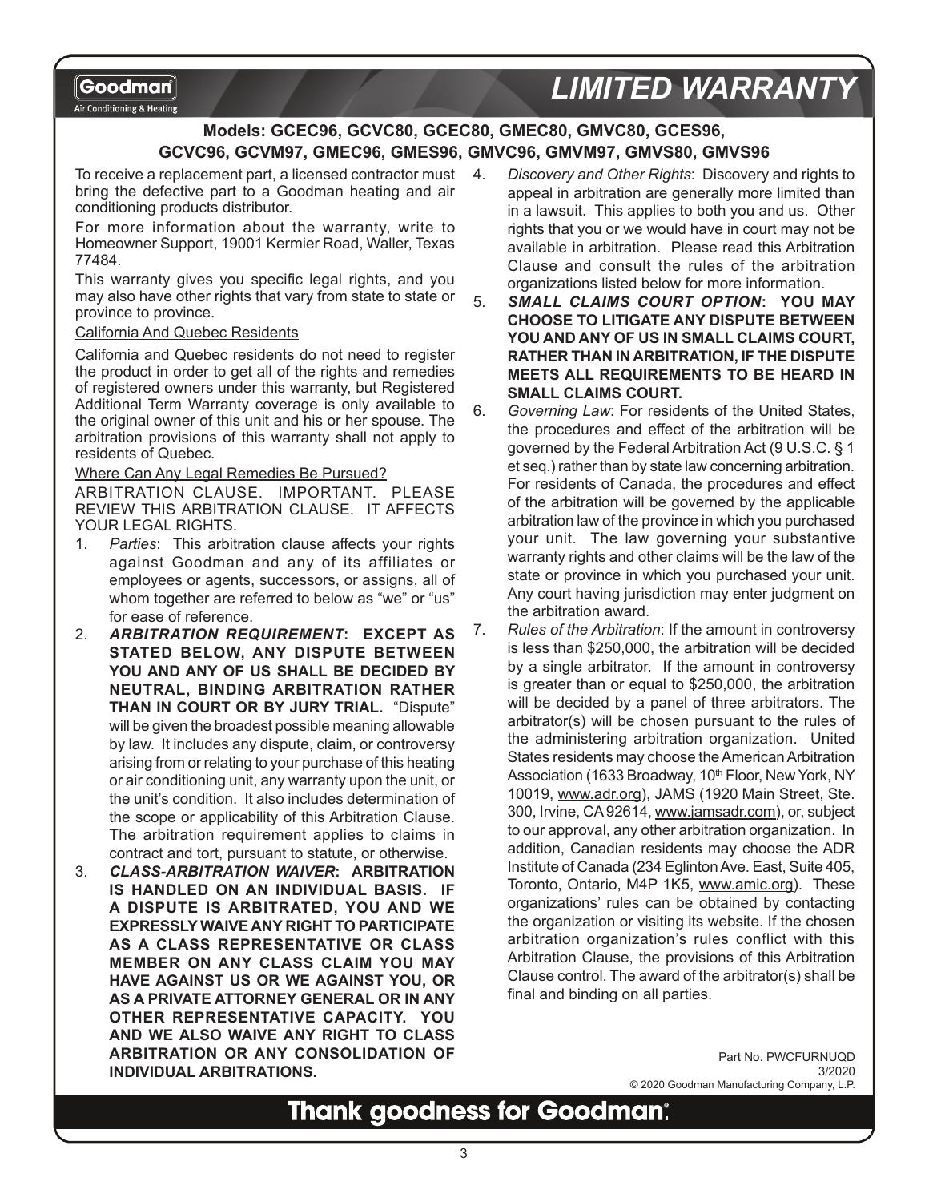# LIMITED WARRANTY

## Models: GCEC96, GCVC80, GCEC80, GMEC80, GMVC80, GCES96, GCVC96, GCVM97, GMEC96, GMES96, GMVC96, GMVM97, GMVS80, GMVS96

To receive a replacement part, a licensed contractor must bring the defective part to a Goodman heating and air conditioning products distributor.

For more information about the warranty, write to Homeowner Support, 19001 Kermier Road, Waller, Texas 77484.

This warranty gives you specific legal rights, and you may also have other rights that vary from state to state or province to province.

California And Quebec Residents

California and Quebec residents do not need to register the product in order to get all of the rights and remedies of registered owners under this warranty, but Registered Additional Term Warranty coverage is only available to the original owner of this unit and his or her spouse. The arbitration provisions of this warranty shall not apply to residents of Quebec.

Where Can Any Legal Remedies Be Pursued?

ARBITRATION CLAUSE. IMPORTANT. PLEASE REVIEW THIS ARBITRATION CLAUSE. IT AFFECTS YOUR LEGAL RIGHTS.

1. *Parties*: This arbitration clause affects your rights against Goodman and any of its affiliates or employees or agents, successors, or assigns, all of whom together are referred to below as "we" or "us" for ease of reference.
2. ***ARBITRATION REQUIREMENT*: EXCEPT AS STATED BELOW, ANY DISPUTE BETWEEN YOU AND ANY OF US SHALL BE DECIDED BY NEUTRAL, BINDING ARBITRATION RATHER THAN IN COURT OR BY JURY TRIAL.** "Dispute" will be given the broadest possible meaning allowable by law. It includes any dispute, claim, or controversy arising from or relating to your purchase of this heating or air conditioning unit, any warranty upon the unit, or the unit's condition. It also includes determination of the scope or applicability of this Arbitration Clause. The arbitration requirement applies to claims in contract and tort, pursuant to statute, or otherwise.
3. ***CLASS-ARBITRATION WAIVER*: ARBITRATION IS HANDLED ON AN INDIVIDUAL BASIS. IF A DISPUTE IS ARBITRATED, YOU AND WE EXPRESSLY WAIVE ANY RIGHT TO PARTICIPATE AS A CLASS REPRESENTATIVE OR CLASS MEMBER ON ANY CLASS CLAIM YOU MAY HAVE AGAINST US OR WE AGAINST YOU, OR AS A PRIVATE ATTORNEY GENERAL OR IN ANY OTHER REPRESENTATIVE CAPACITY. YOU AND WE ALSO WAIVE ANY RIGHT TO CLASS ARBITRATION OR ANY CONSOLIDATION OF INDIVIDUAL ARBITRATIONS.**
4. *Discovery and Other Rights*: Discovery and rights to appeal in arbitration are generally more limited than in a lawsuit. This applies to both you and us. Other rights that you or we would have in court may not be available in arbitration. Please read this Arbitration Clause and consult the rules of the arbitration organizations listed below for more information.
5. ***SMALL CLAIMS COURT OPTION*: YOU MAY CHOOSE TO LITIGATE ANY DISPUTE BETWEEN YOU AND ANY OF US IN SMALL CLAIMS COURT, RATHER THAN IN ARBITRATION, IF THE DISPUTE MEETS ALL REQUIREMENTS TO BE HEARD IN SMALL CLAIMS COURT.**
6. *Governing Law*: For residents of the United States, the procedures and effect of the arbitration will be governed by the Federal Arbitration Act (9 U.S.C. § 1 et seq.) rather than by state law concerning arbitration. For residents of Canada, the procedures and effect of the arbitration will be governed by the applicable arbitration law of the province in which you purchased your unit. The law governing your substantive warranty rights and other claims will be the law of the state or province in which you purchased your unit. Any court having jurisdiction may enter judgment on the arbitration award.
7. *Rules of the Arbitration*: If the amount in controversy is less than $250,000, the arbitration will be decided by a single arbitrator. If the amount in controversy is greater than or equal to $250,000, the arbitration will be decided by a panel of three arbitrators. The arbitrator(s) will be chosen pursuant to the rules of the administering arbitration organization. United States residents may choose the American Arbitration Association (1633 Broadway, 10th Floor, New York, NY 10019, www.adr.org), JAMS (1920 Main Street, Ste. 300, Irvine, CA 92614, www.jamsadr.com), or, subject to our approval, any other arbitration organization. In addition, Canadian residents may choose the ADR Institute of Canada (234 Eglinton Ave. East, Suite 405, Toronto, Ontario, M4P 1K5, www.amic.org). These organizations' rules can be obtained by contacting the organization or visiting its website. If the chosen arbitration organization's rules conflict with this Arbitration Clause, the provisions of this Arbitration Clause control. The award of the arbitrator(s) shall be final and binding on all parties.

Part No. PWCFURNUQD
3/2020
© 2020 Goodman Manufacturing Company, L.P.

**Thank goodness for Goodman.**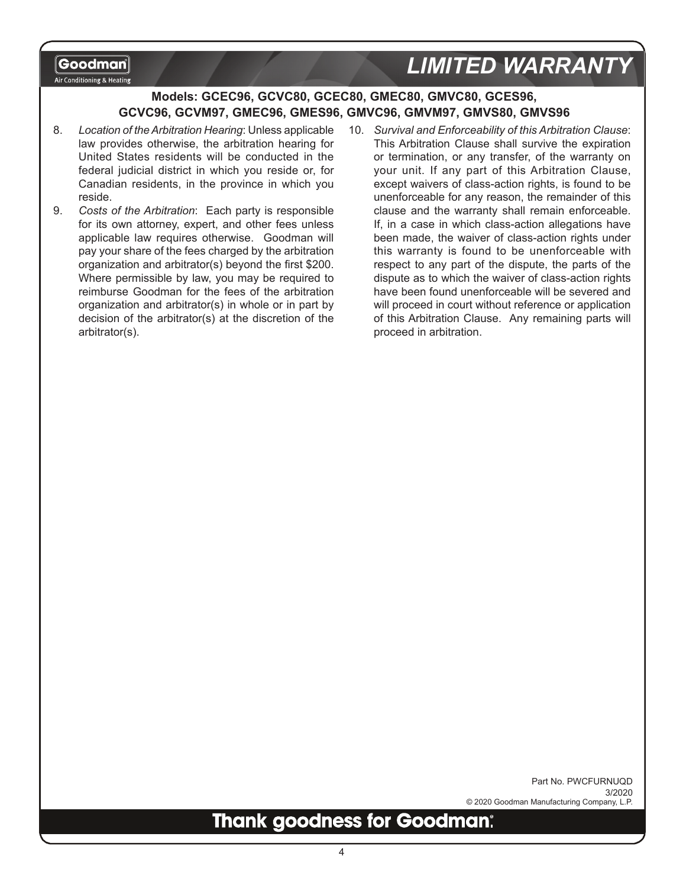## Models: GCEC96, GCVC80, GCEC80, GMEC80, GMVC80, GCES96, GCVC96, GCVM97, GMEC96, GMES96, GMVC96, GMVM97, GMVS80, GMVS96

8. *Location of the Arbitration Hearing*: Unless applicable law provides otherwise, the arbitration hearing for United States residents will be conducted in the federal judicial district in which you reside or, for Canadian residents, in the province in which you reside.
9. *Costs of the Arbitration*: Each party is responsible for its own attorney, expert, and other fees unless applicable law requires otherwise. Goodman will pay your share of the fees charged by the arbitration organization and arbitrator(s) beyond the first $200. Where permissible by law, you may be required to reimburse Goodman for the fees of the arbitration organization and arbitrator(s) in whole or in part by decision of the arbitrator(s) at the discretion of the arbitrator(s).
10. *Survival and Enforceability of this Arbitration Clause*: This Arbitration Clause shall survive the expiration or termination, or any transfer, of the warranty on your unit. If any part of this Arbitration Clause, except waivers of class-action rights, is found to be unenforceable for any reason, the remainder of this clause and the warranty shall remain enforceable. If, in a case in which class-action allegations have been made, the waiver of class-action rights under this warranty is found to be unenforceable with respect to any part of the dispute, the parts of the dispute as to which the waiver of class-action rights have been found unenforceable will be severed and will proceed in court without reference or application of this Arbitration Clause. Any remaining parts will proceed in arbitration.

Part No. PWCFURNUQD
3/2020
© 2020 Goodman Manufacturing Company, L.P.

**Thank goodness for Goodman®**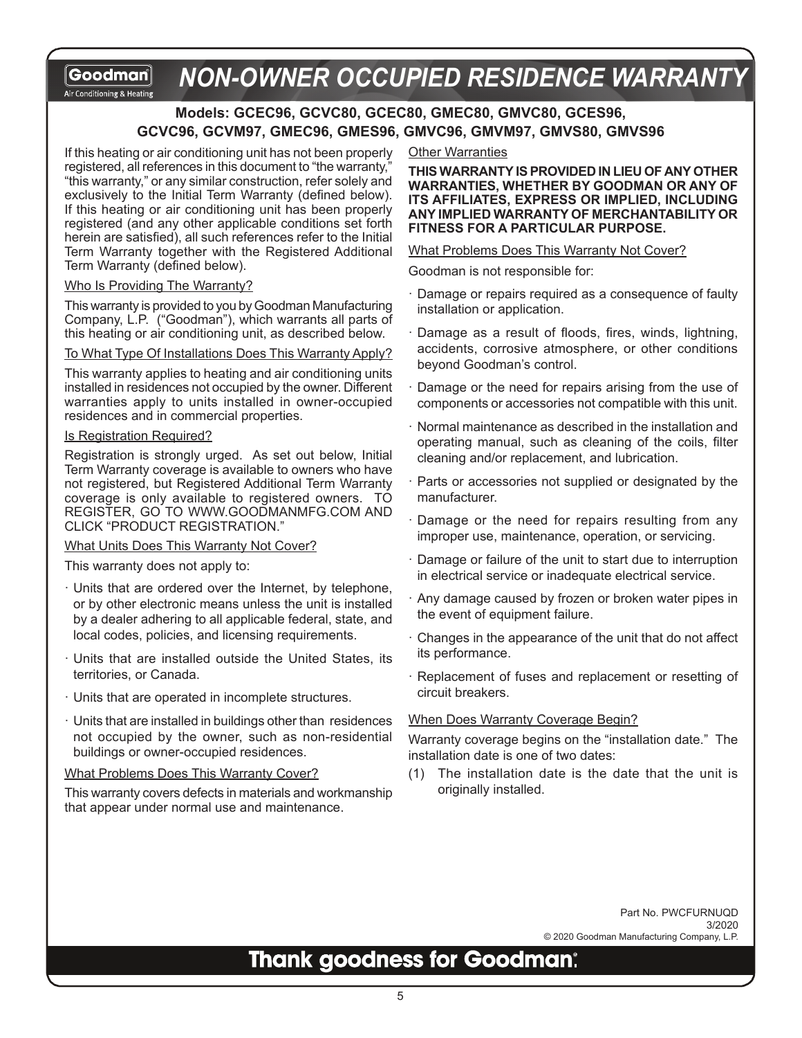# NON-OWNER OCCUPIED RESIDENCE WARRANTY

**Models: GCEC96, GCVC80, GCEC80, GMEC80, GMVC80, GCES96, GCVC96, GCVM97, GMEC96, GMES96, GMVC96, GMVM97, GMVS80, GMVS96**

If this heating or air conditioning unit has not been properly registered, all references in this document to "the warranty," "this warranty," or any similar construction, refer solely and exclusively to the Initial Term Warranty (defined below). If this heating or air conditioning unit has been properly registered (and any other applicable conditions set forth herein are satisfied), all such references refer to the Initial Term Warranty together with the Registered Additional Term Warranty (defined below).

Who Is Providing The Warranty?

This warranty is provided to you by Goodman Manufacturing Company, L.P. ("Goodman"), which warrants all parts of this heating or air conditioning unit, as described below.

To What Type Of Installations Does This Warranty Apply?

This warranty applies to heating and air conditioning units installed in residences not occupied by the owner. Different warranties apply to units installed in owner-occupied residences and in commercial properties.

Is Registration Required?

Registration is strongly urged. As set out below, Initial Term Warranty coverage is available to owners who have not registered, but Registered Additional Term Warranty coverage is only available to registered owners. TO REGISTER, GO TO WWW.GOODMANMFG.COM AND CLICK "PRODUCT REGISTRATION."

What Units Does This Warranty Not Cover?

This warranty does not apply to:

- Units that are ordered over the Internet, by telephone, or by other electronic means unless the unit is installed by a dealer adhering to all applicable federal, state, and local codes, policies, and licensing requirements.
- Units that are installed outside the United States, its territories, or Canada.
- Units that are operated in incomplete structures.
- Units that are installed in buildings other than residences not occupied by the owner, such as non-residential buildings or owner-occupied residences.

What Problems Does This Warranty Cover?

This warranty covers defects in materials and workmanship that appear under normal use and maintenance.

Other Warranties

**THIS WARRANTY IS PROVIDED IN LIEU OF ANY OTHER WARRANTIES, WHETHER BY GOODMAN OR ANY OF ITS AFFILIATES, EXPRESS OR IMPLIED, INCLUDING ANY IMPLIED WARRANTY OF MERCHANTABILITY OR FITNESS FOR A PARTICULAR PURPOSE.**

What Problems Does This Warranty Not Cover?

Goodman is not responsible for:

- Damage or repairs required as a consequence of faulty installation or application.
- Damage as a result of floods, fires, winds, lightning, accidents, corrosive atmosphere, or other conditions beyond Goodman's control.
- Damage or the need for repairs arising from the use of components or accessories not compatible with this unit.
- Normal maintenance as described in the installation and operating manual, such as cleaning of the coils, filter cleaning and/or replacement, and lubrication.
- Parts or accessories not supplied or designated by the manufacturer.
- Damage or the need for repairs resulting from any improper use, maintenance, operation, or servicing.
- Damage or failure of the unit to start due to interruption in electrical service or inadequate electrical service.
- Any damage caused by frozen or broken water pipes in the event of equipment failure.
- Changes in the appearance of the unit that do not affect its performance.
- Replacement of fuses and replacement or resetting of circuit breakers.

When Does Warranty Coverage Begin?

Warranty coverage begins on the "installation date." The installation date is one of two dates:

(1) The installation date is the date that the unit is originally installed.

Part No. PWCFURNUQD
3/2020
© 2020 Goodman Manufacturing Company, L.P.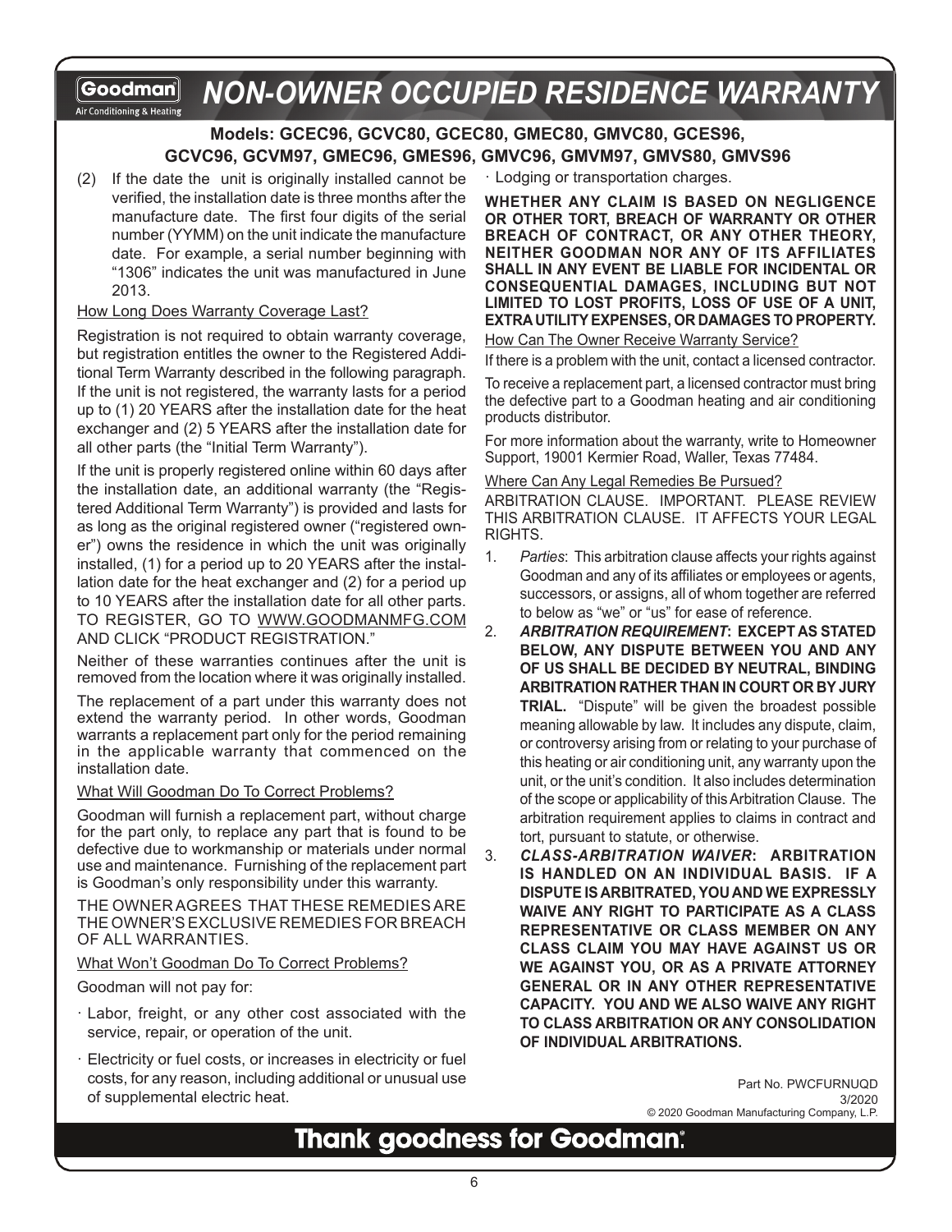# NON-OWNER OCCUPIED RESIDENCE WARRANTY

### Models: GCEC96, GCVC80, GCEC80, GMEC80, GMVC80, GCES96, GCVC96, GCVM97, GMEC96, GMES96, GMVC96, GMVM97, GMVS80, GMVS96

(2) If the date the unit is originally installed cannot be verified, the installation date is three months after the manufacture date. The first four digits of the serial number (YYMM) on the unit indicate the manufacture date. For example, a serial number beginning with "1306" indicates the unit was manufactured in June 2013.

How Long Does Warranty Coverage Last?

Registration is not required to obtain warranty coverage, but registration entitles the owner to the Registered Additional Term Warranty described in the following paragraph. If the unit is not registered, the warranty lasts for a period up to (1) 20 YEARS after the installation date for the heat exchanger and (2) 5 YEARS after the installation date for all other parts (the "Initial Term Warranty").

If the unit is properly registered online within 60 days after the installation date, an additional warranty (the "Registered Additional Term Warranty") is provided and lasts for as long as the original registered owner ("registered owner") owns the residence in which the unit was originally installed, (1) for a period up to 20 YEARS after the installation date for the heat exchanger and (2) for a period up to 10 YEARS after the installation date for all other parts. TO REGISTER, GO TO WWW.GOODMANMFG.COM AND CLICK "PRODUCT REGISTRATION."

Neither of these warranties continues after the unit is removed from the location where it was originally installed.

The replacement of a part under this warranty does not extend the warranty period. In other words, Goodman warrants a replacement part only for the period remaining in the applicable warranty that commenced on the installation date.

What Will Goodman Do To Correct Problems?

Goodman will furnish a replacement part, without charge for the part only, to replace any part that is found to be defective due to workmanship or materials under normal use and maintenance. Furnishing of the replacement part is Goodman's only responsibility under this warranty.

THE OWNER AGREES THAT THESE REMEDIES ARE THE OWNER'S EXCLUSIVE REMEDIES FOR BREACH OF ALL WARRANTIES.

What Won't Goodman Do To Correct Problems?

Goodman will not pay for:

- Labor, freight, or any other cost associated with the service, repair, or operation of the unit.
- Electricity or fuel costs, or increases in electricity or fuel costs, for any reason, including additional or unusual use of supplemental electric heat.
- Lodging or transportation charges.

**WHETHER ANY CLAIM IS BASED ON NEGLIGENCE OR OTHER TORT, BREACH OF WARRANTY OR OTHER BREACH OF CONTRACT, OR ANY OTHER THEORY, NEITHER GOODMAN NOR ANY OF ITS AFFILIATES SHALL IN ANY EVENT BE LIABLE FOR INCIDENTAL OR CONSEQUENTIAL DAMAGES, INCLUDING BUT NOT LIMITED TO LOST PROFITS, LOSS OF USE OF A UNIT, EXTRA UTILITY EXPENSES, OR DAMAGES TO PROPERTY.**

How Can The Owner Receive Warranty Service?

If there is a problem with the unit, contact a licensed contractor.

To receive a replacement part, a licensed contractor must bring the defective part to a Goodman heating and air conditioning products distributor.

For more information about the warranty, write to Homeowner Support, 19001 Kermier Road, Waller, Texas 77484.

Where Can Any Legal Remedies Be Pursued?

ARBITRATION CLAUSE. IMPORTANT. PLEASE REVIEW THIS ARBITRATION CLAUSE. IT AFFECTS YOUR LEGAL RIGHTS.

1. *Parties*: This arbitration clause affects your rights against Goodman and any of its affiliates or employees or agents, successors, or assigns, all of whom together are referred to below as "we" or "us" for ease of reference.
2. ***ARBITRATION REQUIREMENT*: EXCEPT AS STATED BELOW, ANY DISPUTE BETWEEN YOU AND ANY OF US SHALL BE DECIDED BY NEUTRAL, BINDING ARBITRATION RATHER THAN IN COURT OR BY JURY TRIAL.** "Dispute" will be given the broadest possible meaning allowable by law. It includes any dispute, claim, or controversy arising from or relating to your purchase of this heating or air conditioning unit, any warranty upon the unit, or the unit's condition. It also includes determination of the scope or applicability of this Arbitration Clause. The arbitration requirement applies to claims in contract and tort, pursuant to statute, or otherwise.
3. ***CLASS-ARBITRATION WAIVER*: ARBITRATION IS HANDLED ON AN INDIVIDUAL BASIS. IF A DISPUTE IS ARBITRATED, YOU AND WE EXPRESSLY WAIVE ANY RIGHT TO PARTICIPATE AS A CLASS REPRESENTATIVE OR CLASS MEMBER ON ANY CLASS CLAIM YOU MAY HAVE AGAINST US OR WE AGAINST YOU, OR AS A PRIVATE ATTORNEY GENERAL OR IN ANY OTHER REPRESENTATIVE CAPACITY. YOU AND WE ALSO WAIVE ANY RIGHT TO CLASS ARBITRATION OR ANY CONSOLIDATION OF INDIVIDUAL ARBITRATIONS.**

Part No. PWCFURNUQD
3/2020
© 2020 Goodman Manufacturing Company, L.P.

**Thank goodness for Goodman.**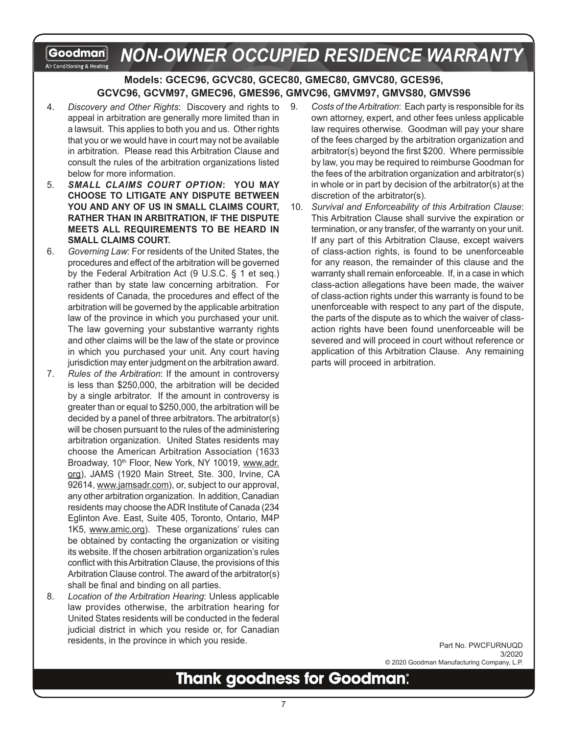# NON-OWNER OCCUPIED RESIDENCE WARRANTY

### Models: GCEC96, GCVC80, GCEC80, GMEC80, GMVC80, GCES96, GCVC96, GCVM97, GMEC96, GMES96, GMVC96, GMVM97, GMVS80, GMVS96

4. *Discovery and Other Rights*: Discovery and rights to appeal in arbitration are generally more limited than in a lawsuit. This applies to both you and us. Other rights that you or we would have in court may not be available in arbitration. Please read this Arbitration Clause and consult the rules of the arbitration organizations listed below for more information.

5. ***SMALL CLAIMS COURT OPTION*: YOU MAY CHOOSE TO LITIGATE ANY DISPUTE BETWEEN YOU AND ANY OF US IN SMALL CLAIMS COURT, RATHER THAN IN ARBITRATION, IF THE DISPUTE MEETS ALL REQUIREMENTS TO BE HEARD IN SMALL CLAIMS COURT.**

6. *Governing Law*: For residents of the United States, the procedures and effect of the arbitration will be governed by the Federal Arbitration Act (9 U.S.C. § 1 et seq.) rather than by state law concerning arbitration. For residents of Canada, the procedures and effect of the arbitration will be governed by the applicable arbitration law of the province in which you purchased your unit. The law governing your substantive warranty rights and other claims will be the law of the state or province in which you purchased your unit. Any court having jurisdiction may enter judgment on the arbitration award.

7. *Rules of the Arbitration*: If the amount in controversy is less than $250,000, the arbitration will be decided by a single arbitrator. If the amount in controversy is greater than or equal to $250,000, the arbitration will be decided by a panel of three arbitrators. The arbitrator(s) will be chosen pursuant to the rules of the administering arbitration organization. United States residents may choose the American Arbitration Association (1633 Broadway, 10th Floor, New York, NY 10019, www.adr.org), JAMS (1920 Main Street, Ste. 300, Irvine, CA 92614, www.jamsadr.com), or, subject to our approval, any other arbitration organization. In addition, Canadian residents may choose the ADR Institute of Canada (234 Eglinton Ave. East, Suite 405, Toronto, Ontario, M4P 1K5, www.amic.org). These organizations' rules can be obtained by contacting the organization or visiting its website. If the chosen arbitration organization's rules conflict with this Arbitration Clause, the provisions of this Arbitration Clause control. The award of the arbitrator(s) shall be final and binding on all parties.

8. *Location of the Arbitration Hearing*: Unless applicable law provides otherwise, the arbitration hearing for United States residents will be conducted in the federal judicial district in which you reside or, for Canadian residents, in the province in which you reside.

9. *Costs of the Arbitration*: Each party is responsible for its own attorney, expert, and other fees unless applicable law requires otherwise. Goodman will pay your share of the fees charged by the arbitration organization and arbitrator(s) beyond the first $200. Where permissible by law, you may be required to reimburse Goodman for the fees of the arbitration organization and arbitrator(s) in whole or in part by decision of the arbitrator(s) at the discretion of the arbitrator(s).

10. *Survival and Enforceability of this Arbitration Clause*: This Arbitration Clause shall survive the expiration or termination, or any transfer, of the warranty on your unit. If any part of this Arbitration Clause, except waivers of class-action rights, is found to be unenforceable for any reason, the remainder of this clause and the warranty shall remain enforceable. If, in a case in which class-action allegations have been made, the waiver of class-action rights under this warranty is found to be unenforceable with respect to any part of the dispute, the parts of the dispute as to which the waiver of class-action rights have been found unenforceable will be severed and will proceed in court without reference or application of this Arbitration Clause. Any remaining parts will proceed in arbitration.

Part No. PWCFURNUQD
3/2020
© 2020 Goodman Manufacturing Company, L.P.

**Thank goodness for Goodman.**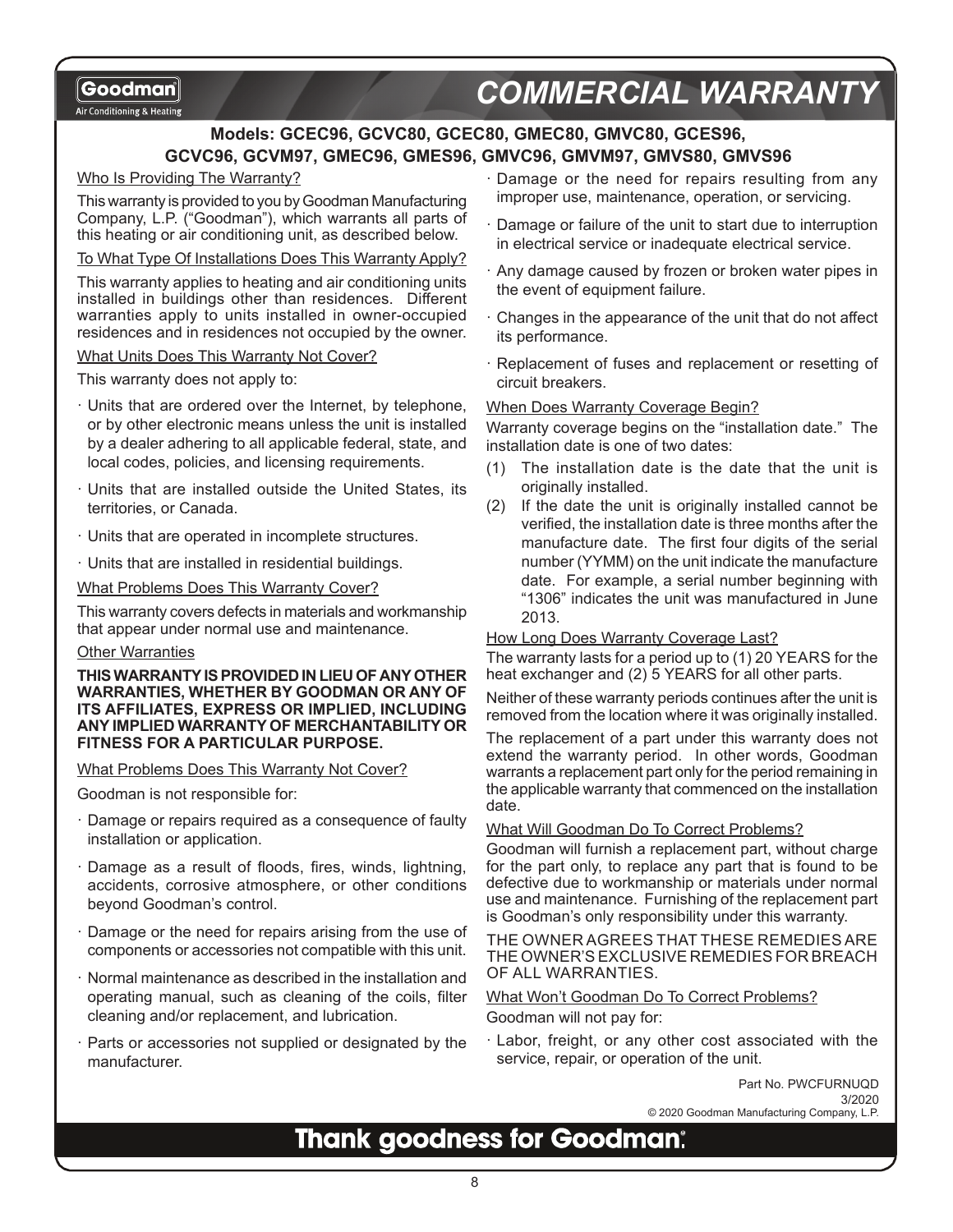Goodman

Air Conditioning & Heating

# COMMERCIAL WARRANTY

**Models: GCEC96, GCVC80, GCEC80, GMEC80, GMVC80, GCES96, GCVC96, GCVM97, GMEC96, GMES96, GMVC96, GMVM97, GMVS80, GMVS96**

## Who Is Providing The Warranty?

This warranty is provided to you by Goodman Manufacturing Company, L.P. ("Goodman"), which warrants all parts of this heating or air conditioning unit, as described below.

## To What Type Of Installations Does This Warranty Apply?

This warranty applies to heating and air conditioning units installed in buildings other than residences. Different warranties apply to units installed in owner-occupied residences and in residences not occupied by the owner.

## What Units Does This Warranty Not Cover?

This warranty does not apply to:

- Units that are ordered over the Internet, by telephone, or by other electronic means unless the unit is installed by a dealer adhering to all applicable federal, state, and local codes, policies, and licensing requirements.
- Units that are installed outside the United States, its territories, or Canada.
- Units that are operated in incomplete structures.
- Units that are installed in residential buildings.

## What Problems Does This Warranty Cover?

This warranty covers defects in materials and workmanship that appear under normal use and maintenance.

## Other Warranties

**THIS WARRANTY IS PROVIDED IN LIEU OF ANY OTHER WARRANTIES, WHETHER BY GOODMAN OR ANY OF ITS AFFILIATES, EXPRESS OR IMPLIED, INCLUDING ANY IMPLIED WARRANTY OF MERCHANTABILITY OR FITNESS FOR A PARTICULAR PURPOSE.**

## What Problems Does This Warranty Not Cover?

Goodman is not responsible for:

- Damage or repairs required as a consequence of faulty installation or application.
- Damage as a result of floods, fires, winds, lightning, accidents, corrosive atmosphere, or other conditions beyond Goodman's control.
- Damage or the need for repairs arising from the use of components or accessories not compatible with this unit.
- Normal maintenance as described in the installation and operating manual, such as cleaning of the coils, filter cleaning and/or replacement, and lubrication.
- Parts or accessories not supplied or designated by the manufacturer.
- Damage or the need for repairs resulting from any improper use, maintenance, operation, or servicing.
- Damage or failure of the unit to start due to interruption in electrical service or inadequate electrical service.
- Any damage caused by frozen or broken water pipes in the event of equipment failure.
- Changes in the appearance of the unit that do not affect its performance.
- Replacement of fuses and replacement or resetting of circuit breakers.

## When Does Warranty Coverage Begin?

Warranty coverage begins on the "installation date." The installation date is one of two dates:

1. The installation date is the date that the unit is originally installed.
2. If the date the unit is originally installed cannot be verified, the installation date is three months after the manufacture date. The first four digits of the serial number (YYMM) on the unit indicate the manufacture date. For example, a serial number beginning with "1306" indicates the unit was manufactured in June 2013.

## How Long Does Warranty Coverage Last?

The warranty lasts for a period up to (1) 20 YEARS for the heat exchanger and (2) 5 YEARS for all other parts.

Neither of these warranty periods continues after the unit is removed from the location where it was originally installed.

The replacement of a part under this warranty does not extend the warranty period. In other words, Goodman warrants a replacement part only for the period remaining in the applicable warranty that commenced on the installation date.

## What Will Goodman Do To Correct Problems?

Goodman will furnish a replacement part, without charge for the part only, to replace any part that is found to be defective due to workmanship or materials under normal use and maintenance. Furnishing of the replacement part is Goodman's only responsibility under this warranty.

THE OWNER AGREES THAT THESE REMEDIES ARE THE OWNER'S EXCLUSIVE REMEDIES FOR BREACH OF ALL WARRANTIES.

## What Won't Goodman Do To Correct Problems?

Goodman will not pay for:

- Labor, freight, or any other cost associated with the service, repair, or operation of the unit.

Part No. PWCFURNUQD
3/2020
© 2020 Goodman Manufacturing Company, L.P.

**Thank goodness for Goodman.**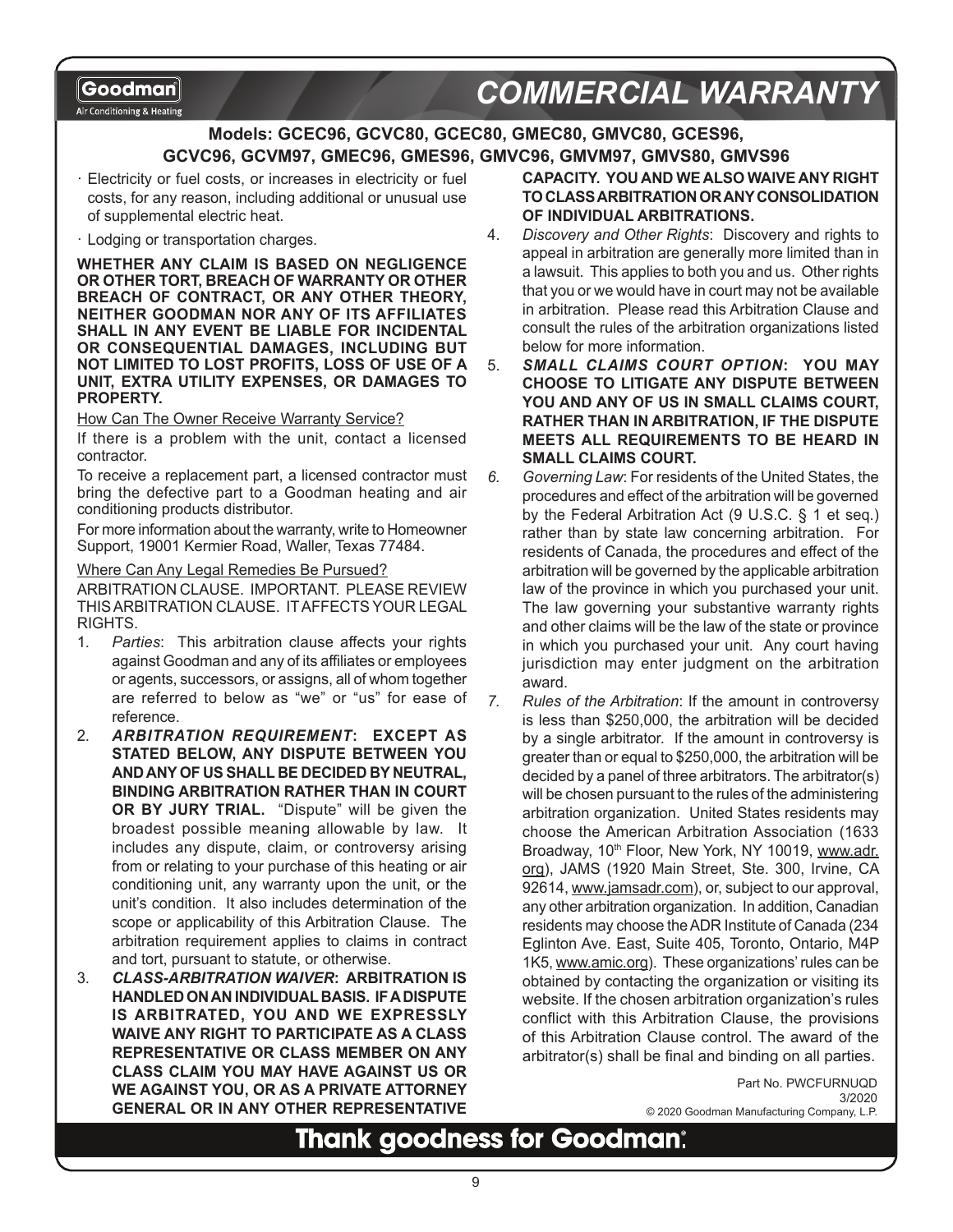# COMMERCIAL WARRANTY

## Models: GCEC96, GCVC80, GCEC80, GMEC80, GMVC80, GCES96, GCVC96, GCVM97, GMEC96, GMES96, GMVC96, GMVM97, GMVS80, GMVS96

- Electricity or fuel costs, or increases in electricity or fuel costs, for any reason, including additional or unusual use of supplemental electric heat.
- Lodging or transportation charges.

**WHETHER ANY CLAIM IS BASED ON NEGLIGENCE OR OTHER TORT, BREACH OF WARRANTY OR OTHER BREACH OF CONTRACT, OR ANY OTHER THEORY, NEITHER GOODMAN NOR ANY OF ITS AFFILIATES SHALL IN ANY EVENT BE LIABLE FOR INCIDENTAL OR CONSEQUENTIAL DAMAGES, INCLUDING BUT NOT LIMITED TO LOST PROFITS, LOSS OF USE OF A UNIT, EXTRA UTILITY EXPENSES, OR DAMAGES TO PROPERTY.**

How Can The Owner Receive Warranty Service?

If there is a problem with the unit, contact a licensed contractor.

To receive a replacement part, a licensed contractor must bring the defective part to a Goodman heating and air conditioning products distributor.

For more information about the warranty, write to Homeowner Support, 19001 Kermier Road, Waller, Texas 77484.

Where Can Any Legal Remedies Be Pursued?

ARBITRATION CLAUSE. IMPORTANT. PLEASE REVIEW THIS ARBITRATION CLAUSE. IT AFFECTS YOUR LEGAL RIGHTS.

1. *Parties*: This arbitration clause affects your rights against Goodman and any of its affiliates or employees or agents, successors, or assigns, all of whom together are referred to below as "we" or "us" for ease of reference.
2. ***ARBITRATION REQUIREMENT*: EXCEPT AS STATED BELOW, ANY DISPUTE BETWEEN YOU AND ANY OF US SHALL BE DECIDED BY NEUTRAL, BINDING ARBITRATION RATHER THAN IN COURT OR BY JURY TRIAL.** "Dispute" will be given the broadest possible meaning allowable by law. It includes any dispute, claim, or controversy arising from or relating to your purchase of this heating or air conditioning unit, any warranty upon the unit, or the unit's condition. It also includes determination of the scope or applicability of this Arbitration Clause. The arbitration requirement applies to claims in contract and tort, pursuant to statute, or otherwise.
3. ***CLASS-ARBITRATION WAIVER*: ARBITRATION IS HANDLED ON AN INDIVIDUAL BASIS. IF A DISPUTE IS ARBITRATED, YOU AND WE EXPRESSLY WAIVE ANY RIGHT TO PARTICIPATE AS A CLASS REPRESENTATIVE OR CLASS MEMBER ON ANY CLASS CLAIM YOU MAY HAVE AGAINST US OR WE AGAINST YOU, OR AS A PRIVATE ATTORNEY GENERAL OR IN ANY OTHER REPRESENTATIVE CAPACITY. YOU AND WE ALSO WAIVE ANY RIGHT TO CLASS ARBITRATION OR ANY CONSOLIDATION OF INDIVIDUAL ARBITRATIONS.**
4. *Discovery and Other Rights*: Discovery and rights to appeal in arbitration are generally more limited than in a lawsuit. This applies to both you and us. Other rights that you or we would have in court may not be available in arbitration. Please read this Arbitration Clause and consult the rules of the arbitration organizations listed below for more information.
5. ***SMALL CLAIMS COURT OPTION*: YOU MAY CHOOSE TO LITIGATE ANY DISPUTE BETWEEN YOU AND ANY OF US IN SMALL CLAIMS COURT, RATHER THAN IN ARBITRATION, IF THE DISPUTE MEETS ALL REQUIREMENTS TO BE HEARD IN SMALL CLAIMS COURT.**
6. *Governing Law*: For residents of the United States, the procedures and effect of the arbitration will be governed by the Federal Arbitration Act (9 U.S.C. § 1 et seq.) rather than by state law concerning arbitration. For residents of Canada, the procedures and effect of the arbitration will be governed by the applicable arbitration law of the province in which you purchased your unit. The law governing your substantive warranty rights and other claims will be the law of the state or province in which you purchased your unit. Any court having jurisdiction may enter judgment on the arbitration award.
7. *Rules of the Arbitration*: If the amount in controversy is less than $250,000, the arbitration will be decided by a single arbitrator. If the amount in controversy is greater than or equal to $250,000, the arbitration will be decided by a panel of three arbitrators. The arbitrator(s) will be chosen pursuant to the rules of the administering arbitration organization. United States residents may choose the American Arbitration Association (1633 Broadway, 10th Floor, New York, NY 10019, www.adr.org), JAMS (1920 Main Street, Ste. 300, Irvine, CA 92614, www.jamsadr.com), or, subject to our approval, any other arbitration organization. In addition, Canadian residents may choose the ADR Institute of Canada (234 Eglinton Ave. East, Suite 405, Toronto, Ontario, M4P 1K5, www.amic.org). These organizations' rules can be obtained by contacting the organization or visiting its website. If the chosen arbitration organization's rules conflict with this Arbitration Clause, the provisions of this Arbitration Clause control. The award of the arbitrator(s) shall be final and binding on all parties.

Part No. PWCFURNUQD
3/2020
© 2020 Goodman Manufacturing Company, L.P.

**Thank goodness for Goodman.**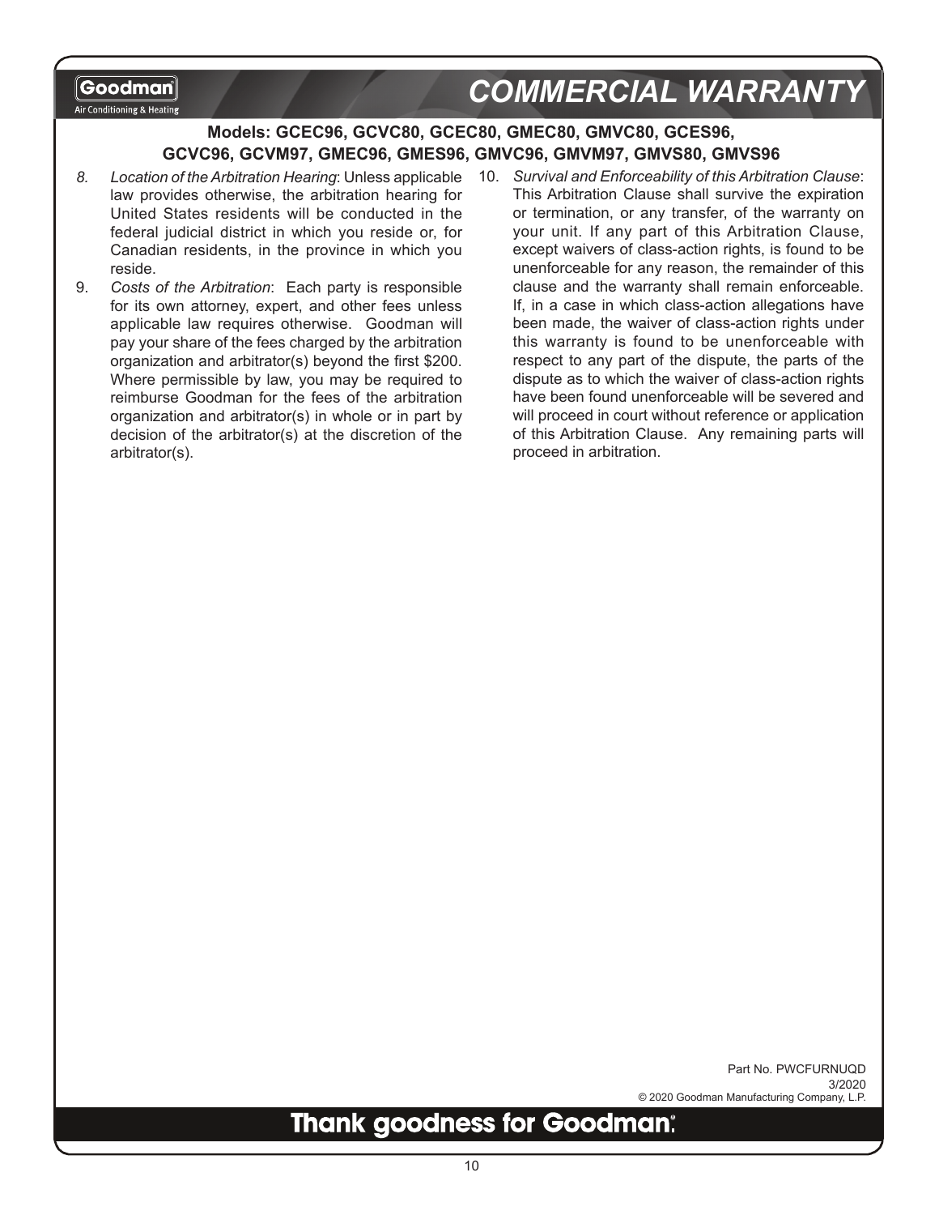**Models: GCEC96, GCVC80, GCEC80, GMEC80, GMVC80, GCES96, GCVC96, GCVM97, GMEC96, GMES96, GMVC96, GMVM97, GMVS80, GMVS96**

8. *Location of the Arbitration Hearing*: Unless applicable law provides otherwise, the arbitration hearing for United States residents will be conducted in the federal judicial district in which you reside or, for Canadian residents, in the province in which you reside.
9. *Costs of the Arbitration*: Each party is responsible for its own attorney, expert, and other fees unless applicable law requires otherwise. Goodman will pay your share of the fees charged by the arbitration organization and arbitrator(s) beyond the first $200. Where permissible by law, you may be required to reimburse Goodman for the fees of the arbitration organization and arbitrator(s) in whole or in part by decision of the arbitrator(s) at the discretion of the arbitrator(s).
10. *Survival and Enforceability of this Arbitration Clause*: This Arbitration Clause shall survive the expiration or termination, or any transfer, of the warranty on your unit. If any part of this Arbitration Clause, except waivers of class-action rights, is found to be unenforceable for any reason, the remainder of this clause and the warranty shall remain enforceable. If, in a case in which class-action allegations have been made, the waiver of class-action rights under this warranty is found to be unenforceable with respect to any part of the dispute, the parts of the dispute as to which the waiver of class-action rights have been found unenforceable will be severed and will proceed in court without reference or application of this Arbitration Clause. Any remaining parts will proceed in arbitration.

Part No. PWCFURNUQD
3/2020
© 2020 Goodman Manufacturing Company, L.P.